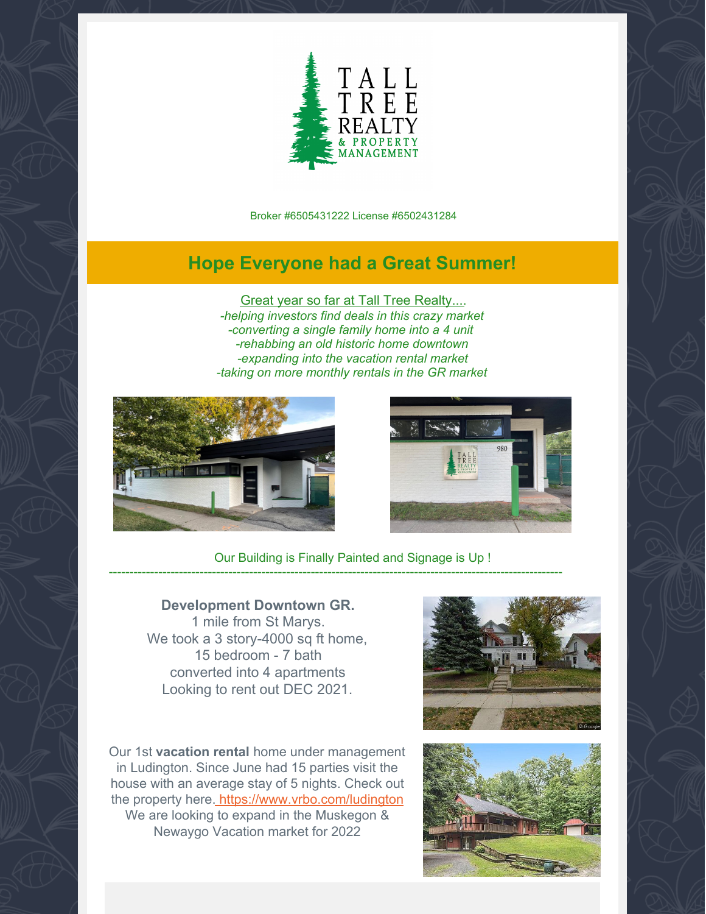Broker #6505431222 License #6502431284

## Hope Everyone had a Great Summer!

Great year so far at Tall Tree Realty....

*-helping investors find deals in this crazy market*
*-converting a single family home into a 4 unit*
*-rehabbing an old historic home downtown*
*-expanding into the vacation rental market*
*-taking on more monthly rentals in the GR market*

Our Building is Finally Painted and Signage is Up !

---

**Development Downtown GR.**
1 mile from St Marys.
We took a 3 story-4000 sq ft home,
15 bedroom - 7 bath
converted into 4 apartments
Looking to rent out DEC 2021.

Our 1st **vacation rental** home under management in Ludington. Since June had 15 parties visit the house with an average stay of 5 nights. Check out the property here. https://www.vrbo.com/ludington
We are looking to expand in the Muskegon & Newaygo Vacation market for 2022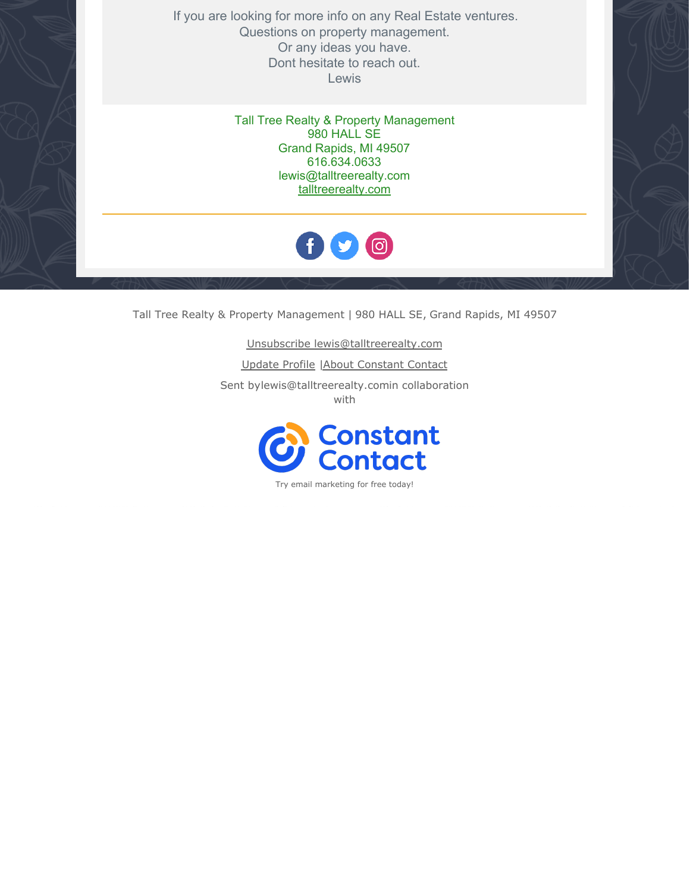If you are looking for more info on any Real Estate ventures.
Questions on property management.
Or any ideas you have.
Dont hesitate to reach out.
Lewis

Tall Tree Realty & Property Management
980 HALL SE
Grand Rapids, MI 49507
616.634.0633
lewis@talltreerealty.com
talltreerealty.com

---

Tall Tree Realty & Property Management | 980 HALL SE, Grand Rapids, MI 49507

Unsubscribe lewis@talltreerealty.com

Update Profile |About Constant Contact

Sent bylewis@talltreerealty.comin collaboration with

Constant Contact

Try email marketing for free today!